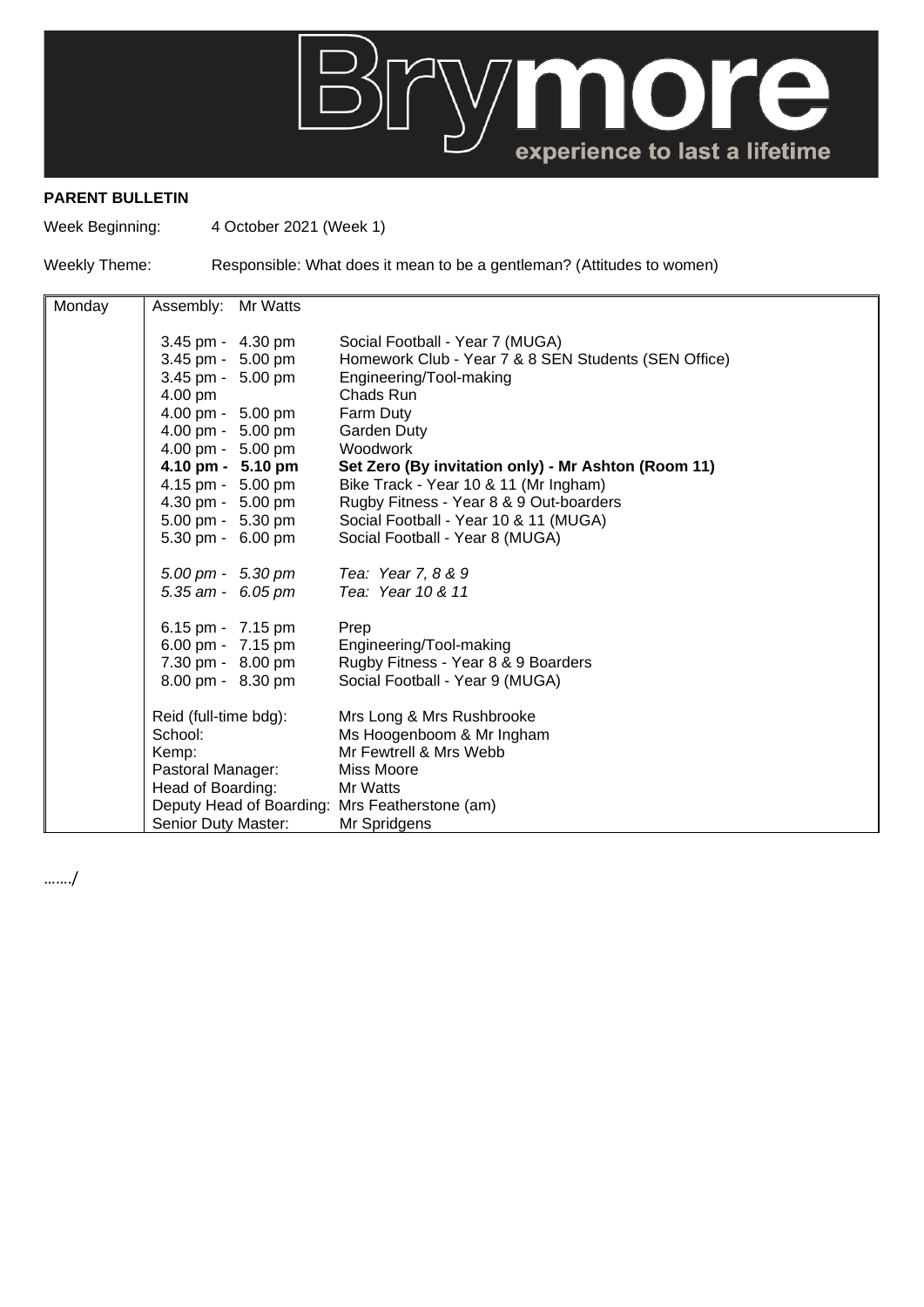Brymore — experience to last a lifetime

**PARENT BULLETIN**

Week Beginning: 4 October 2021 (Week 1)

Weekly Theme: Responsible: What does it mean to be a gentleman? (Attitudes to women)

| Monday | Assembly: Mr Watts | |
|---|---|---|
| | 3.45 pm - 4.30 pm | Social Football - Year 7 (MUGA) |
| | 3.45 pm - 5.00 pm | Homework Club - Year 7 & 8 SEN Students (SEN Office) |
| | 3.45 pm - 5.00 pm | Engineering/Tool-making |
| | 4.00 pm | Chads Run |
| | 4.00 pm - 5.00 pm | Farm Duty |
| | 4.00 pm - 5.00 pm | Garden Duty |
| | 4.00 pm - 5.00 pm | Woodwork |
| | **4.10 pm - 5.10 pm** | **Set Zero (By invitation only) - Mr Ashton (Room 11)** |
| | 4.15 pm - 5.00 pm | Bike Track - Year 10 & 11 (Mr Ingham) |
| | 4.30 pm - 5.00 pm | Rugby Fitness - Year 8 & 9 Out-boarders |
| | 5.00 pm - 5.30 pm | Social Football - Year 10 & 11 (MUGA) |
| | 5.30 pm - 6.00 pm | Social Football - Year 8 (MUGA) |
| | *5.00 pm - 5.30 pm* | *Tea: Year 7, 8 & 9* |
| | *5.35 am - 6.05 pm* | *Tea: Year 10 & 11* |
| | 6.15 pm - 7.15 pm | Prep |
| | 6.00 pm - 7.15 pm | Engineering/Tool-making |
| | 7.30 pm - 8.00 pm | Rugby Fitness - Year 8 & 9 Boarders |
| | 8.00 pm - 8.30 pm | Social Football - Year 9 (MUGA) |
| | Reid (full-time bdg): | Mrs Long & Mrs Rushbrooke |
| | School: | Ms Hoogenboom & Mr Ingham |
| | Kemp: | Mr Fewtrell & Mrs Webb |
| | Pastoral Manager: | Miss Moore |
| | Head of Boarding: | Mr Watts |
| | Deputy Head of Boarding: | Mrs Featherstone (am) |
| | Senior Duty Master: | Mr Spridgens |

……./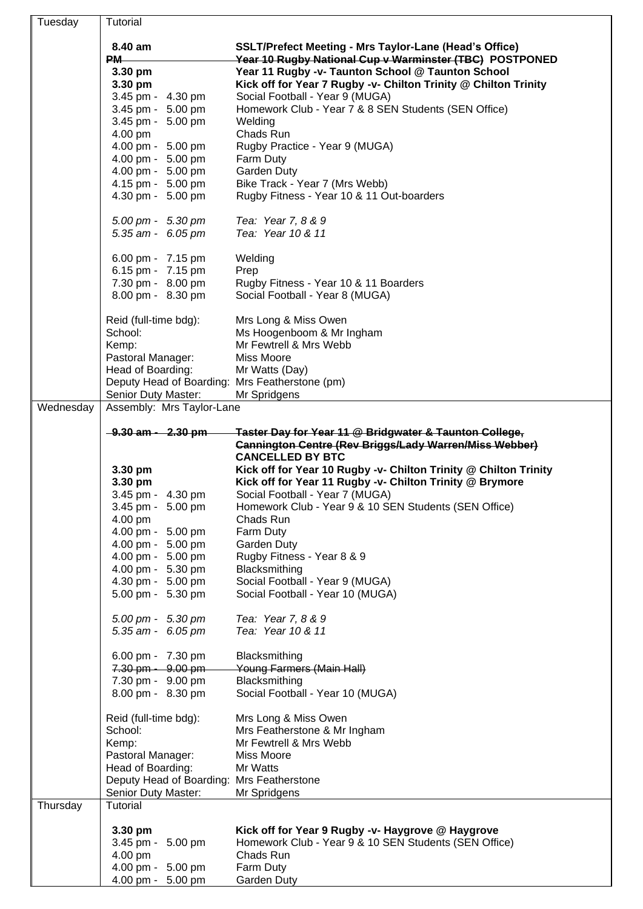| Day | Schedule |
|---|---|
| Tuesday | Tutorial<br><br>**8.40 am** — **SSLT/Prefect Meeting - Mrs Taylor-Lane (Head's Office)**<br>~~**PM** — **Year 10 Rugby National Cup v Warminster (TBC)**~~ **POSTPONED**<br>**3.30 pm** — **Year 11 Rugby -v- Taunton School @ Taunton School**<br>**3.30 pm** — **Kick off for Year 7 Rugby -v- Chilton Trinity @ Chilton Trinity**<br>3.45 pm - 4.30 pm — Social Football - Year 9 (MUGA)<br>3.45 pm - 5.00 pm — Homework Club - Year 7 & 8 SEN Students (SEN Office)<br>3.45 pm - 5.00 pm — Welding<br>4.00 pm — Chads Run<br>4.00 pm - 5.00 pm — Rugby Practice - Year 9 (MUGA)<br>4.00 pm - 5.00 pm — Farm Duty<br>4.00 pm - 5.00 pm — Garden Duty<br>4.15 pm - 5.00 pm — Bike Track - Year 7 (Mrs Webb)<br>4.30 pm - 5.00 pm — Rugby Fitness - Year 10 & 11 Out-boarders<br><br>*5.00 pm - 5.30 pm — Tea: Year 7, 8 & 9*<br>*5.35 am - 6.05 pm — Tea: Year 10 & 11*<br><br>6.00 pm - 7.15 pm — Welding<br>6.15 pm - 7.15 pm — Prep<br>7.30 pm - 8.00 pm — Rugby Fitness - Year 10 & 11 Boarders<br>8.00 pm - 8.30 pm — Social Football - Year 8 (MUGA)<br><br>Reid (full-time bdg): Mrs Long & Miss Owen<br>School: Ms Hoogenboom & Mr Ingham<br>Kemp: Mr Fewtrell & Mrs Webb<br>Pastoral Manager: Miss Moore<br>Head of Boarding: Mr Watts (Day)<br>Deputy Head of Boarding: Mrs Featherstone (pm)<br>Senior Duty Master: Mr Spridgens |
| Wednesday | Assembly: Mrs Taylor-Lane<br><br>~~**9.30 am - 2.30 pm** — **Taster Day for Year 11 @ Bridgwater & Taunton College, Cannington Centre (Rev Briggs/Lady Warren/Miss Webber)**~~ **CANCELLED BY BTC**<br>**3.30 pm** — **Kick off for Year 10 Rugby -v- Chilton Trinity @ Chilton Trinity**<br>**3.30 pm** — **Kick off for Year 11 Rugby -v- Chilton Trinity @ Brymore**<br>3.45 pm - 4.30 pm — Social Football - Year 7 (MUGA)<br>3.45 pm - 5.00 pm — Homework Club - Year 9 & 10 SEN Students (SEN Office)<br>4.00 pm — Chads Run<br>4.00 pm - 5.00 pm — Farm Duty<br>4.00 pm - 5.00 pm — Garden Duty<br>4.00 pm - 5.00 pm — Rugby Fitness - Year 8 & 9<br>4.00 pm - 5.30 pm — Blacksmithing<br>4.30 pm - 5.00 pm — Social Football - Year 9 (MUGA)<br>5.00 pm - 5.30 pm — Social Football - Year 10 (MUGA)<br><br>*5.00 pm - 5.30 pm — Tea: Year 7, 8 & 9*<br>*5.35 am - 6.05 pm — Tea: Year 10 & 11*<br><br>6.00 pm - 7.30 pm — Blacksmithing<br>~~7.30 pm - 9.00 pm — Young Farmers (Main Hall)~~<br>7.30 pm - 9.00 pm — Blacksmithing<br>8.00 pm - 8.30 pm — Social Football - Year 10 (MUGA)<br><br>Reid (full-time bdg): Mrs Long & Miss Owen<br>School: Mrs Featherstone & Mr Ingham<br>Kemp: Mr Fewtrell & Mrs Webb<br>Pastoral Manager: Miss Moore<br>Head of Boarding: Mr Watts<br>Deputy Head of Boarding: Mrs Featherstone<br>Senior Duty Master: Mr Spridgens |
| Thursday | Tutorial<br><br>**3.30 pm** — **Kick off for Year 9 Rugby -v- Haygrove @ Haygrove**<br>3.45 pm - 5.00 pm — Homework Club - Year 9 & 10 SEN Students (SEN Office)<br>4.00 pm — Chads Run<br>4.00 pm - 5.00 pm — Farm Duty<br>4.00 pm - 5.00 pm — Garden Duty |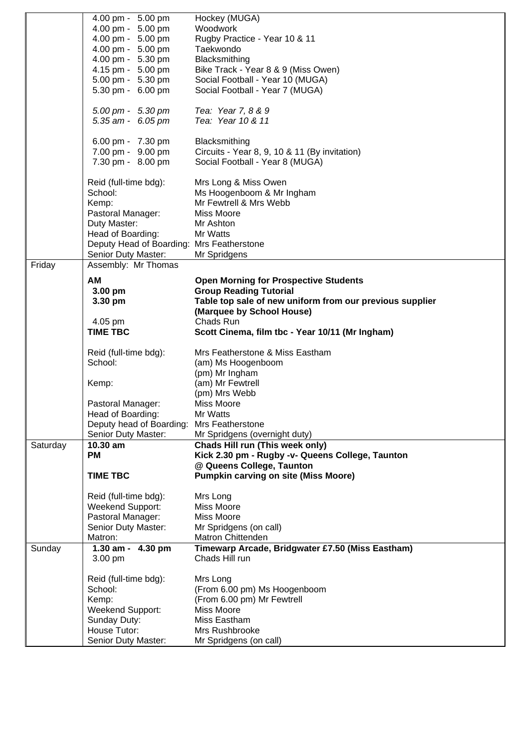| | | |
|---|---|---|
| | 4.00 pm - 5.00 pm | Hockey (MUGA) |
| | 4.00 pm - 5.00 pm | Woodwork |
| | 4.00 pm - 5.00 pm | Rugby Practice - Year 10 & 11 |
| | 4.00 pm - 5.00 pm | Taekwondo |
| | 4.00 pm - 5.30 pm | Blacksmithing |
| | 4.15 pm - 5.00 pm | Bike Track - Year 8 & 9 (Miss Owen) |
| | 5.00 pm - 5.30 pm | Social Football - Year 10 (MUGA) |
| | 5.30 pm - 6.00 pm | Social Football - Year 7 (MUGA) |
| | *5.00 pm - 5.30 pm* | *Tea: Year 7, 8 & 9* |
| | *5.35 am - 6.05 pm* | *Tea: Year 10 & 11* |
| | 6.00 pm - 7.30 pm | Blacksmithing |
| | 7.00 pm - 9.00 pm | Circuits - Year 8, 9, 10 & 11 (By invitation) |
| | 7.30 pm - 8.00 pm | Social Football - Year 8 (MUGA) |
| | Reid (full-time bdg): | Mrs Long & Miss Owen |
| | School: | Ms Hoogenboom & Mr Ingham |
| | Kemp: | Mr Fewtrell & Mrs Webb |
| | Pastoral Manager: | Miss Moore |
| | Duty Master: | Mr Ashton |
| | Head of Boarding: | Mr Watts |
| | Deputy Head of Boarding: | Mrs Featherstone |
| | Senior Duty Master: | Mr Spridgens |
| Friday | Assembly: Mr Thomas | |
| | **AM** | **Open Morning for Prospective Students** |
| | **3.00 pm** | **Group Reading Tutorial** |
| | **3.30 pm** | **Table top sale of new uniform from our previous supplier (Marquee by School House)** |
| | 4.05 pm | Chads Run |
| | **TIME TBC** | **Scott Cinema, film tbc - Year 10/11 (Mr Ingham)** |
| | Reid (full-time bdg): | Mrs Featherstone & Miss Eastham |
| | School: | (am) Ms Hoogenboom<br>(pm) Mr Ingham |
| | Kemp: | (am) Mr Fewtrell<br>(pm) Mrs Webb |
| | Pastoral Manager: | Miss Moore |
| | Head of Boarding: | Mr Watts |
| | Deputy head of Boarding: | Mrs Featherstone |
| | Senior Duty Master: | Mr Spridgens (overnight duty) |
| Saturday | **10.30 am** | **Chads Hill run (This week only)** |
| | **PM** | **Kick 2.30 pm - Rugby -v- Queens College, Taunton @ Queens College, Taunton** |
| | **TIME TBC** | **Pumpkin carving on site (Miss Moore)** |
| | Reid (full-time bdg): | Mrs Long |
| | Weekend Support: | Miss Moore |
| | Pastoral Manager: | Miss Moore |
| | Senior Duty Master: | Mr Spridgens (on call) |
| | Matron: | Matron Chittenden |
| Sunday | **1.30 am - 4.30 pm** | **Timewarp Arcade, Bridgwater £7.50 (Miss Eastham)** |
| | 3.00 pm | Chads Hill run |
| | Reid (full-time bdg): | Mrs Long |
| | School: | (From 6.00 pm) Ms Hoogenboom |
| | Kemp: | (From 6.00 pm) Mr Fewtrell |
| | Weekend Support: | Miss Moore |
| | Sunday Duty: | Miss Eastham |
| | House Tutor: | Mrs Rushbrooke |
| | Senior Duty Master: | Mr Spridgens (on call) |